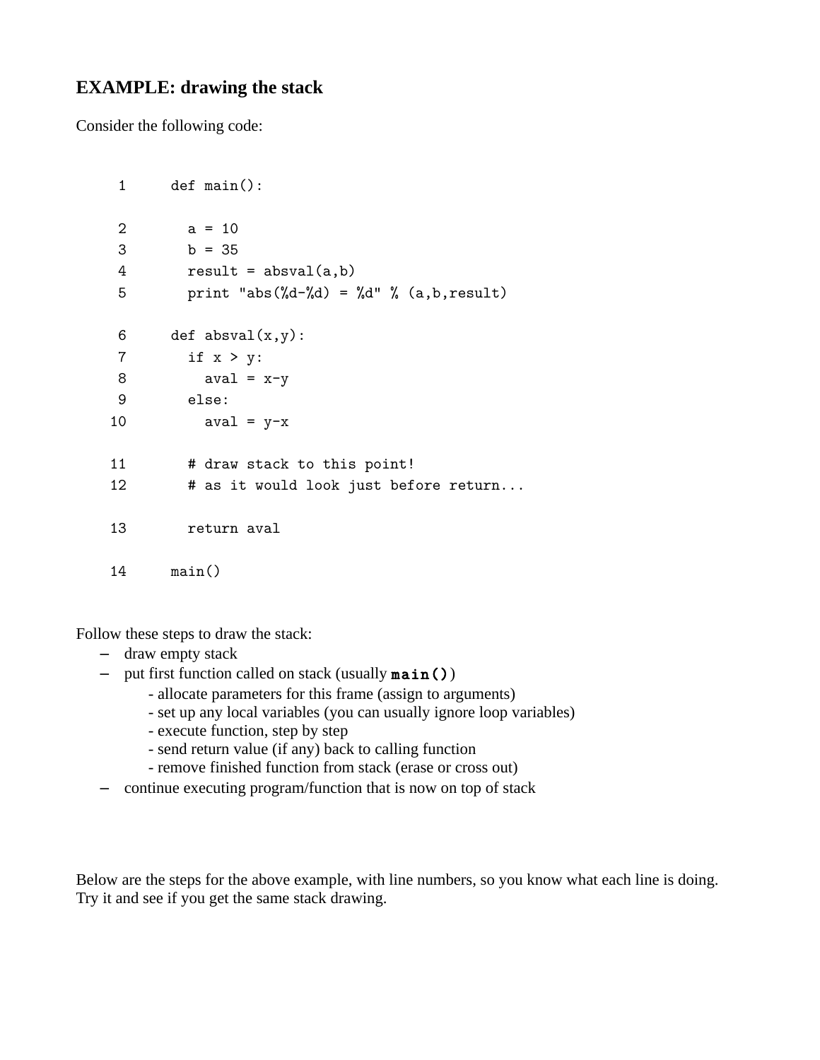## EXAMPLE: drawing the stack

Consider the following code:

```
 1      def main():

 2        a = 10
 3        b = 35
 4        result = absval(a,b)
 5        print "abs(%d-%d) = %d" % (a,b,result)

 6      def absval(x,y):
 7        if x > y:
 8          aval = x-y
 9        else:
10          aval = y-x

11        # draw stack to this point!
12        # as it would look just before return...

13        return aval

14      main()
```

Follow these steps to draw the stack:

- draw empty stack
- put first function called on stack (usually **`main()`**)
    - allocate parameters for this frame (assign to arguments)
    - set up any local variables (you can usually ignore loop variables)
    - execute function, step by step
    - send return value (if any) back to calling function
    - remove finished function from stack (erase or cross out)
- continue executing program/function that is now on top of stack

Below are the steps for the above example, with line numbers, so you know what each line is doing. Try it and see if you get the same stack drawing.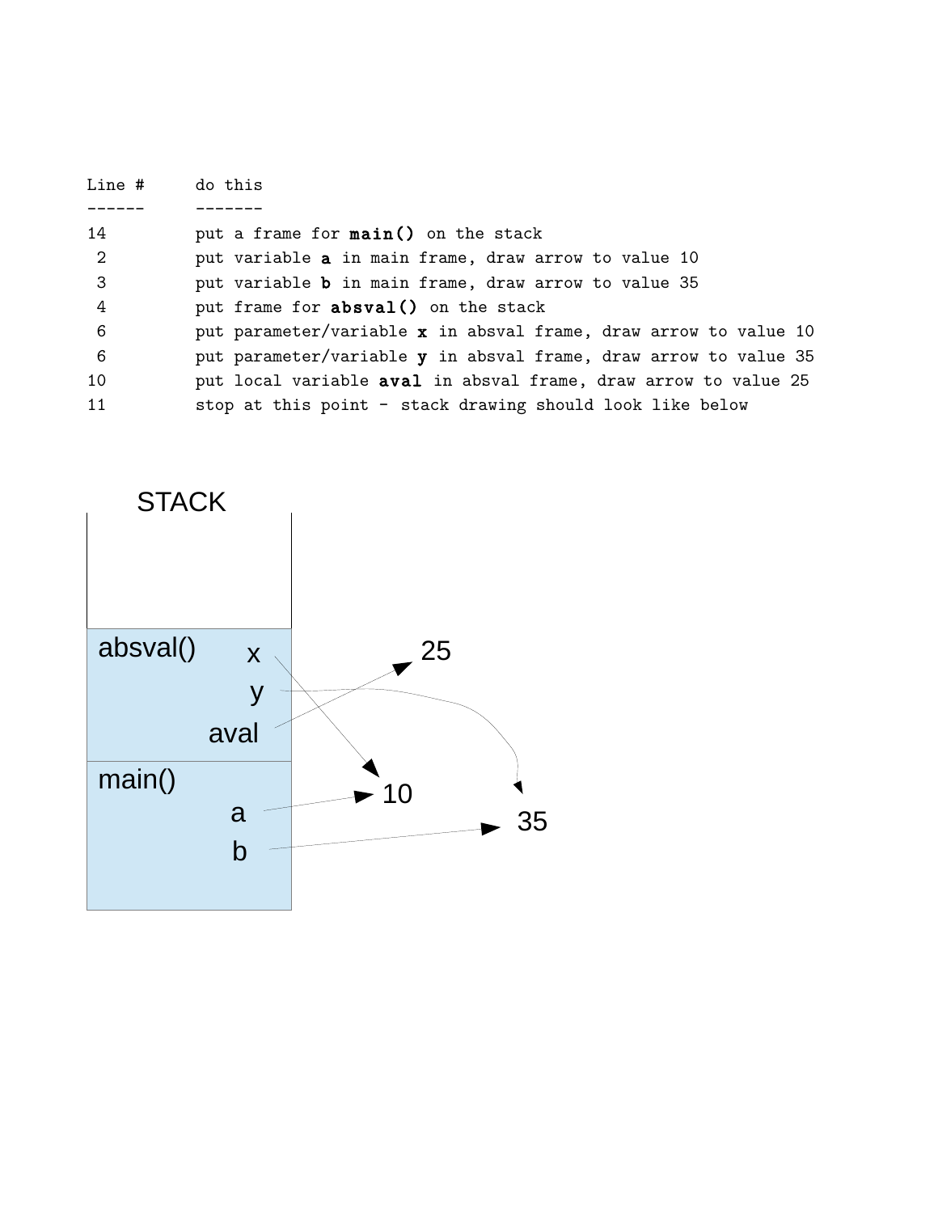```
Line #     do this
------     -------
14         put a frame for main() on the stack
 2         put variable a in main frame, draw arrow to value 10
 3         put variable b in main frame, draw arrow to value 35
 4         put frame for absval() on the stack
 6         put parameter/variable x in absval frame, draw arrow to value 10
 6         put parameter/variable y in absval frame, draw arrow to value 35
10         put local variable aval in absval frame, draw arrow to value 25
11         stop at this point - stack drawing should look like below
```

STACK

absval()
x
y
aval

main()
a
b

25

10

35